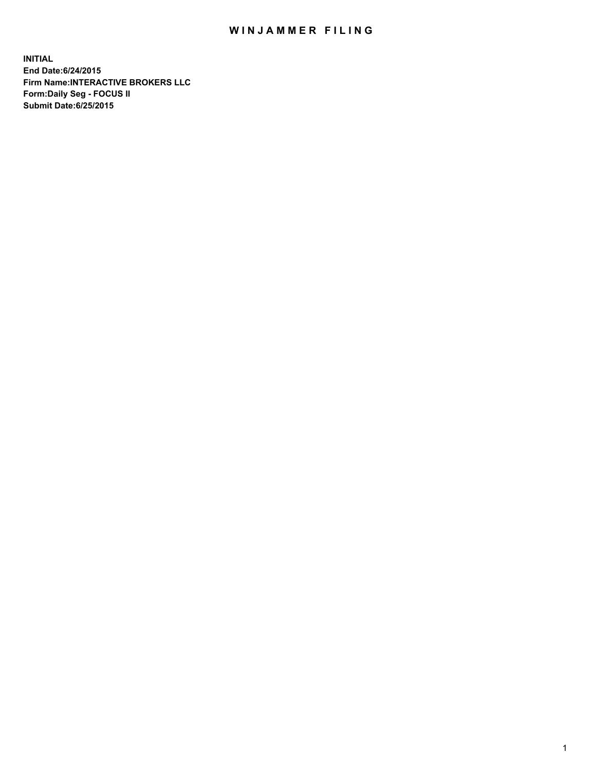# WINJAMMER FILING

**INITIAL**
**End Date:6/24/2015**
**Firm Name:INTERACTIVE BROKERS LLC**
**Form:Daily Seg - FOCUS II**
**Submit Date:6/25/2015**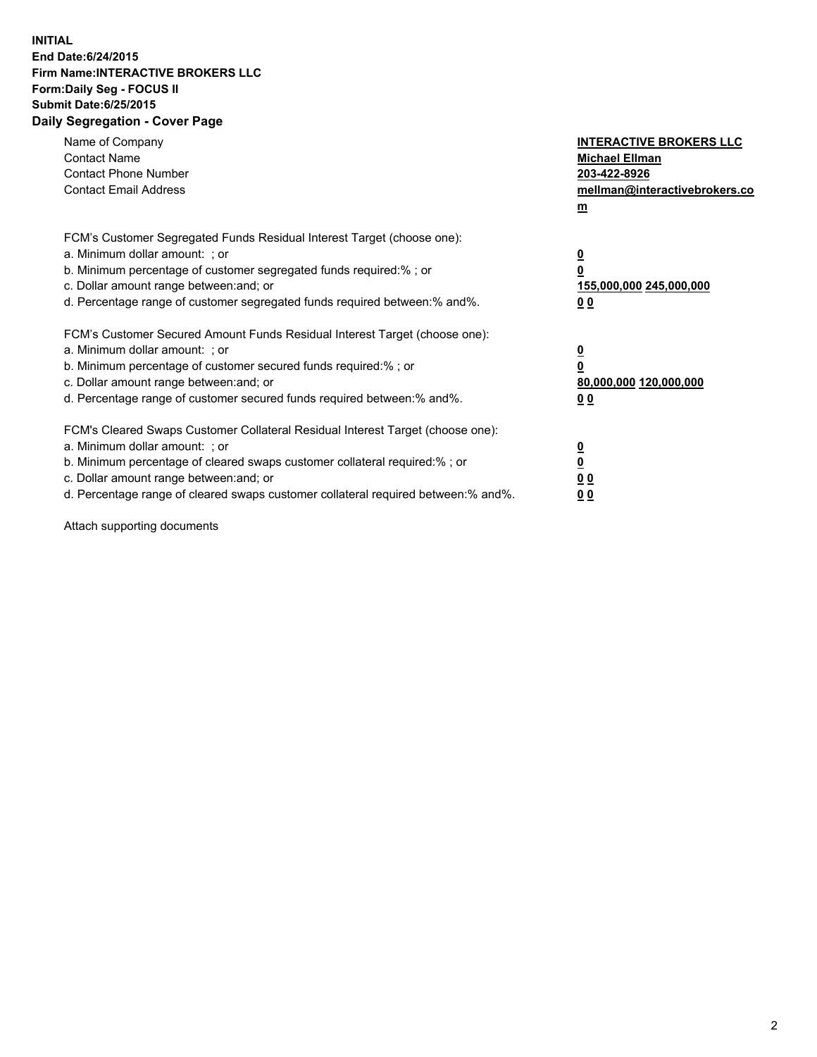**INITIAL**
**End Date:6/24/2015**
**Firm Name:INTERACTIVE BROKERS LLC**
**Form:Daily Seg - FOCUS II**
**Submit Date:6/25/2015**

## Daily Segregation - Cover Page

| | |
|---|---|
| Name of Company | **INTERACTIVE BROKERS LLC** |
| Contact Name | **Michael Ellman** |
| Contact Phone Number | **203-422-8926** |
| Contact Email Address | **mellman@interactivebrokers.com** |

FCM's Customer Segregated Funds Residual Interest Target (choose one):

| | |
|---|---|
| a. Minimum dollar amount: ; or | **0** |
| b. Minimum percentage of customer segregated funds required:% ; or | **0** |
| c. Dollar amount range between:and; or | **155,000,000 245,000,000** |
| d. Percentage range of customer segregated funds required between:% and%. | **0 0** |

FCM's Customer Secured Amount Funds Residual Interest Target (choose one):

| | |
|---|---|
| a. Minimum dollar amount: ; or | **0** |
| b. Minimum percentage of customer secured funds required:% ; or | **0** |
| c. Dollar amount range between:and; or | **80,000,000 120,000,000** |
| d. Percentage range of customer secured funds required between:% and%. | **0 0** |

FCM's Cleared Swaps Customer Collateral Residual Interest Target (choose one):

| | |
|---|---|
| a. Minimum dollar amount: ; or | **0** |
| b. Minimum percentage of cleared swaps customer collateral required:% ; or | **0** |
| c. Dollar amount range between:and; or | **0 0** |
| d. Percentage range of cleared swaps customer collateral required between:% and%. | **0 0** |

Attach supporting documents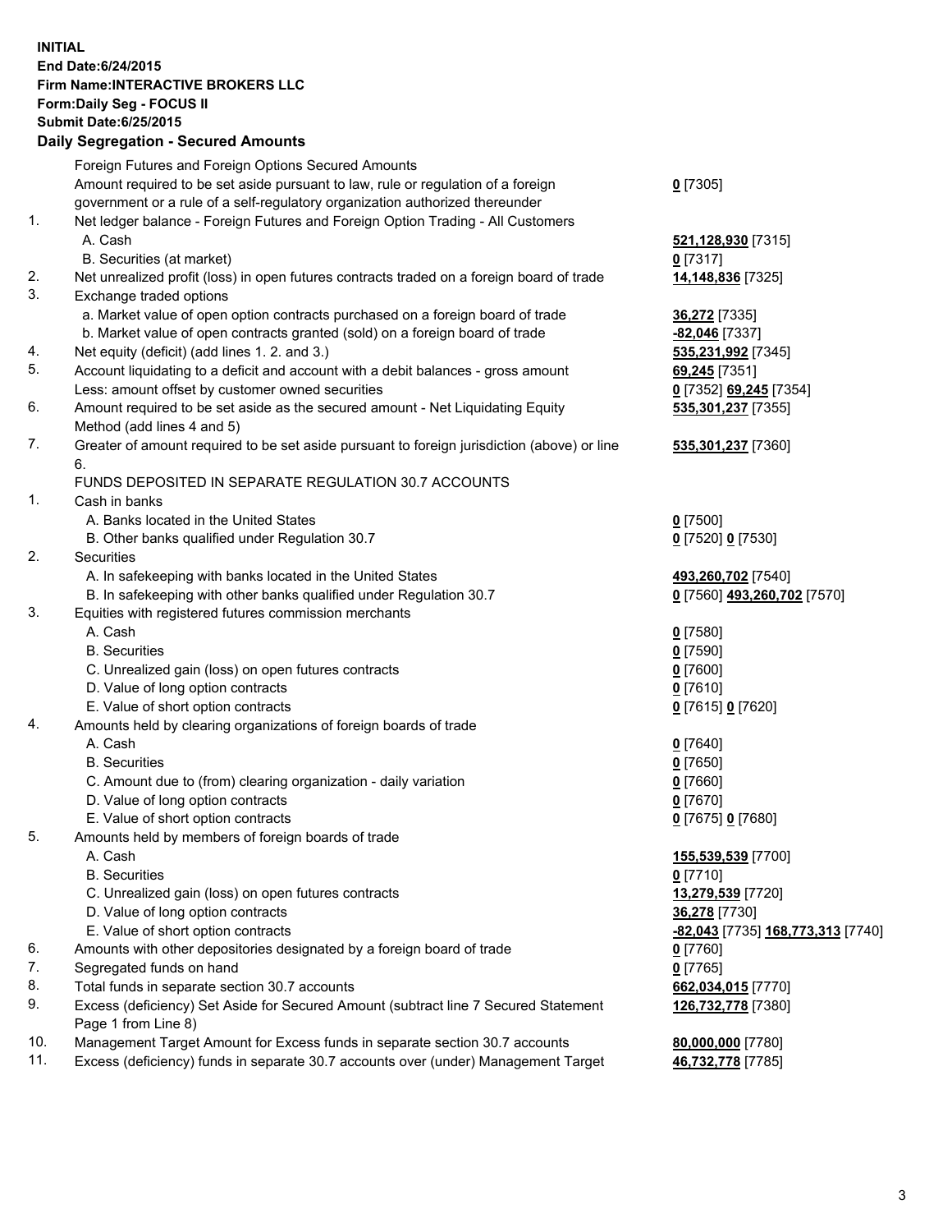**INITIAL**
**End Date:6/24/2015**
**Firm Name:INTERACTIVE BROKERS LLC**
**Form:Daily Seg - FOCUS II**
**Submit Date:6/25/2015**

## Daily Segregation - Secured Amounts

| | | |
|---|---|---|
| | Foreign Futures and Foreign Options Secured Amounts | |
| | Amount required to be set aside pursuant to law, rule or regulation of a foreign government or a rule of a self-regulatory organization authorized thereunder | **0** [7305] |
| 1. | Net ledger balance - Foreign Futures and Foreign Option Trading - All Customers | |
| | A. Cash | **521,128,930** [7315] |
| | B. Securities (at market) | **0** [7317] |
| 2. | Net unrealized profit (loss) in open futures contracts traded on a foreign board of trade | **14,148,836** [7325] |
| 3. | Exchange traded options | |
| | a. Market value of open option contracts purchased on a foreign board of trade | **36,272** [7335] |
| | b. Market value of open contracts granted (sold) on a foreign board of trade | **-82,046** [7337] |
| 4. | Net equity (deficit) (add lines 1. 2. and 3.) | **535,231,992** [7345] |
| 5. | Account liquidating to a deficit and account with a debit balances - gross amount | **69,245** [7351] |
| | Less: amount offset by customer owned securities | **0** [7352] **69,245** [7354] |
| 6. | Amount required to be set aside as the secured amount - Net Liquidating Equity Method (add lines 4 and 5) | **535,301,237** [7355] |
| 7. | Greater of amount required to be set aside pursuant to foreign jurisdiction (above) or line 6. | **535,301,237** [7360] |
| | FUNDS DEPOSITED IN SEPARATE REGULATION 30.7 ACCOUNTS | |
| 1. | Cash in banks | |
| | A. Banks located in the United States | **0** [7500] |
| | B. Other banks qualified under Regulation 30.7 | **0** [7520] **0** [7530] |
| 2. | Securities | |
| | A. In safekeeping with banks located in the United States | **493,260,702** [7540] |
| | B. In safekeeping with other banks qualified under Regulation 30.7 | **0** [7560] **493,260,702** [7570] |
| 3. | Equities with registered futures commission merchants | |
| | A. Cash | **0** [7580] |
| | B. Securities | **0** [7590] |
| | C. Unrealized gain (loss) on open futures contracts | **0** [7600] |
| | D. Value of long option contracts | **0** [7610] |
| | E. Value of short option contracts | **0** [7615] **0** [7620] |
| 4. | Amounts held by clearing organizations of foreign boards of trade | |
| | A. Cash | **0** [7640] |
| | B. Securities | **0** [7650] |
| | C. Amount due to (from) clearing organization - daily variation | **0** [7660] |
| | D. Value of long option contracts | **0** [7670] |
| | E. Value of short option contracts | **0** [7675] **0** [7680] |
| 5. | Amounts held by members of foreign boards of trade | |
| | A. Cash | **155,539,539** [7700] |
| | B. Securities | **0** [7710] |
| | C. Unrealized gain (loss) on open futures contracts | **13,279,539** [7720] |
| | D. Value of long option contracts | **36,278** [7730] |
| | E. Value of short option contracts | **-82,043** [7735] **168,773,313** [7740] |
| 6. | Amounts with other depositories designated by a foreign board of trade | **0** [7760] |
| 7. | Segregated funds on hand | **0** [7765] |
| 8. | Total funds in separate section 30.7 accounts | **662,034,015** [7770] |
| 9. | Excess (deficiency) Set Aside for Secured Amount (subtract line 7 Secured Statement Page 1 from Line 8) | **126,732,778** [7380] |
| 10. | Management Target Amount for Excess funds in separate section 30.7 accounts | **80,000,000** [7780] |
| 11. | Excess (deficiency) funds in separate 30.7 accounts over (under) Management Target | **46,732,778** [7785] |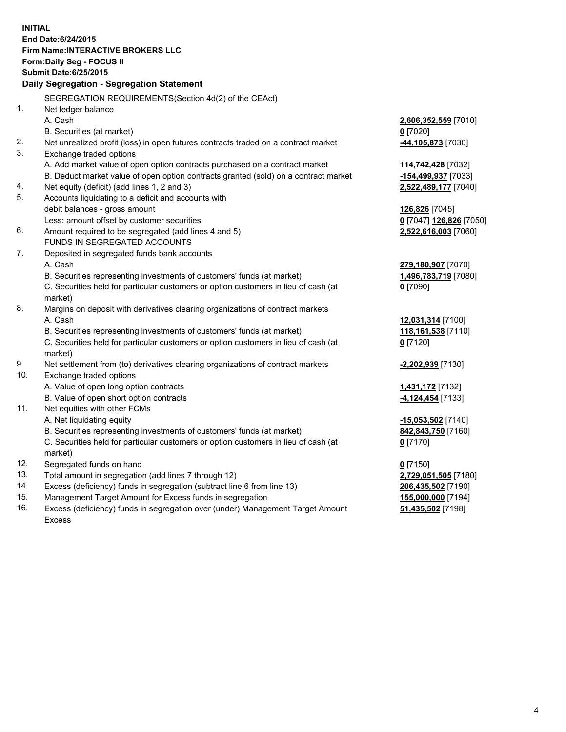**INITIAL**
**End Date:6/24/2015**
**Firm Name:INTERACTIVE BROKERS LLC**
**Form:Daily Seg - FOCUS II**
**Submit Date:6/25/2015**

**Daily Segregation - Segregation Statement**

SEGREGATION REQUIREMENTS(Section 4d(2) of the CEAct)

| | | |
|---|---|---|
| 1. | Net ledger balance | |
| | A. Cash | **2,606,352,559** [7010] |
| | B. Securities (at market) | **0** [7020] |
| 2. | Net unrealized profit (loss) in open futures contracts traded on a contract market | **-44,105,873** [7030] |
| 3. | Exchange traded options | |
| | A. Add market value of open option contracts purchased on a contract market | **114,742,428** [7032] |
| | B. Deduct market value of open option contracts granted (sold) on a contract market | **-154,499,937** [7033] |
| 4. | Net equity (deficit) (add lines 1, 2 and 3) | **2,522,489,177** [7040] |
| 5. | Accounts liquidating to a deficit and accounts with debit balances - gross amount | **126,826** [7045] |
| | Less: amount offset by customer securities | **0** [7047] **126,826** [7050] |
| 6. | Amount required to be segregated (add lines 4 and 5) | **2,522,616,003** [7060] |
| | FUNDS IN SEGREGATED ACCOUNTS | |
| 7. | Deposited in segregated funds bank accounts | |
| | A. Cash | **279,180,907** [7070] |
| | B. Securities representing investments of customers' funds (at market) | **1,496,783,719** [7080] |
| | C. Securities held for particular customers or option customers in lieu of cash (at market) | **0** [7090] |
| 8. | Margins on deposit with derivatives clearing organizations of contract markets | |
| | A. Cash | **12,031,314** [7100] |
| | B. Securities representing investments of customers' funds (at market) | **118,161,538** [7110] |
| | C. Securities held for particular customers or option customers in lieu of cash (at market) | **0** [7120] |
| 9. | Net settlement from (to) derivatives clearing organizations of contract markets | **-2,202,939** [7130] |
| 10. | Exchange traded options | |
| | A. Value of open long option contracts | **1,431,172** [7132] |
| | B. Value of open short option contracts | **-4,124,454** [7133] |
| 11. | Net equities with other FCMs | |
| | A. Net liquidating equity | **-15,053,502** [7140] |
| | B. Securities representing investments of customers' funds (at market) | **842,843,750** [7160] |
| | C. Securities held for particular customers or option customers in lieu of cash (at market) | **0** [7170] |
| 12. | Segregated funds on hand | **0** [7150] |
| 13. | Total amount in segregation (add lines 7 through 12) | **2,729,051,505** [7180] |
| 14. | Excess (deficiency) funds in segregation (subtract line 6 from line 13) | **206,435,502** [7190] |
| 15. | Management Target Amount for Excess funds in segregation | **155,000,000** [7194] |
| 16. | Excess (deficiency) funds in segregation over (under) Management Target Amount Excess | **51,435,502** [7198] |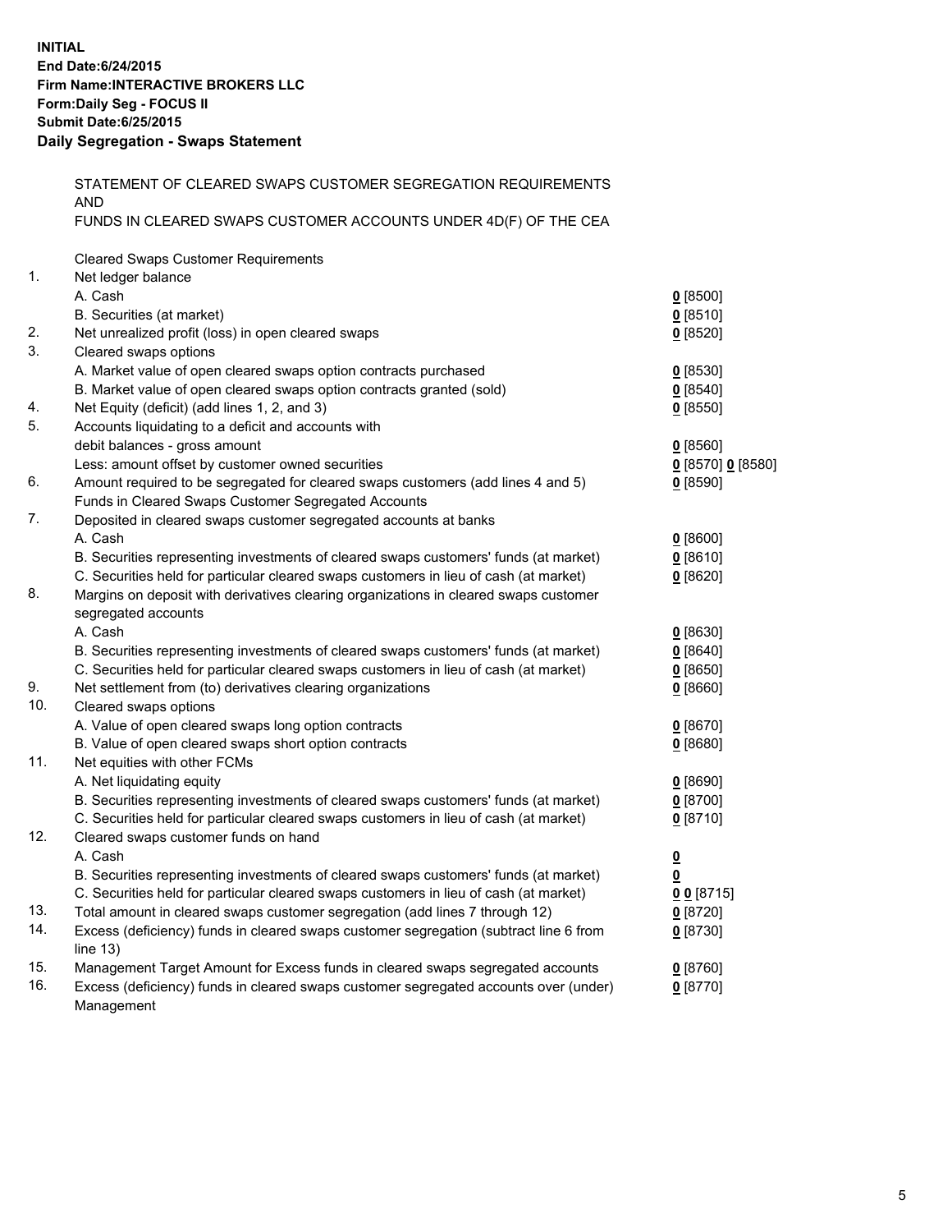**INITIAL**
**End Date:6/24/2015**
**Firm Name:INTERACTIVE BROKERS LLC**
**Form:Daily Seg - FOCUS II**
**Submit Date:6/25/2015**
**Daily Segregation - Swaps Statement**

STATEMENT OF CLEARED SWAPS CUSTOMER SEGREGATION REQUIREMENTS AND FUNDS IN CLEARED SWAPS CUSTOMER ACCOUNTS UNDER 4D(F) OF THE CEA

| | | |
|---|---|---|
| | Cleared Swaps Customer Requirements | |
| 1. | Net ledger balance | |
| | A. Cash | 0 [8500] |
| | B. Securities (at market) | 0 [8510] |
| 2. | Net unrealized profit (loss) in open cleared swaps | 0 [8520] |
| 3. | Cleared swaps options | |
| | A. Market value of open cleared swaps option contracts purchased | 0 [8530] |
| | B. Market value of open cleared swaps option contracts granted (sold) | 0 [8540] |
| 4. | Net Equity (deficit) (add lines 1, 2, and 3) | 0 [8550] |
| 5. | Accounts liquidating to a deficit and accounts with debit balances - gross amount | 0 [8560] |
| | Less: amount offset by customer owned securities | 0 [8570] 0 [8580] |
| 6. | Amount required to be segregated for cleared swaps customers (add lines 4 and 5) | 0 [8590] |
| | Funds in Cleared Swaps Customer Segregated Accounts | |
| 7. | Deposited in cleared swaps customer segregated accounts at banks | |
| | A. Cash | 0 [8600] |
| | B. Securities representing investments of cleared swaps customers' funds (at market) | 0 [8610] |
| | C. Securities held for particular cleared swaps customers in lieu of cash (at market) | 0 [8620] |
| 8. | Margins on deposit with derivatives clearing organizations in cleared swaps customer segregated accounts | |
| | A. Cash | 0 [8630] |
| | B. Securities representing investments of cleared swaps customers' funds (at market) | 0 [8640] |
| | C. Securities held for particular cleared swaps customers in lieu of cash (at market) | 0 [8650] |
| 9. | Net settlement from (to) derivatives clearing organizations | 0 [8660] |
| 10. | Cleared swaps options | |
| | A. Value of open cleared swaps long option contracts | 0 [8670] |
| | B. Value of open cleared swaps short option contracts | 0 [8680] |
| 11. | Net equities with other FCMs | |
| | A. Net liquidating equity | 0 [8690] |
| | B. Securities representing investments of cleared swaps customers' funds (at market) | 0 [8700] |
| | C. Securities held for particular cleared swaps customers in lieu of cash (at market) | 0 [8710] |
| 12. | Cleared swaps customer funds on hand | |
| | A. Cash | 0 |
| | B. Securities representing investments of cleared swaps customers' funds (at market) | 0 |
| | C. Securities held for particular cleared swaps customers in lieu of cash (at market) | 0 0 [8715] |
| 13. | Total amount in cleared swaps customer segregation (add lines 7 through 12) | 0 [8720] |
| 14. | Excess (deficiency) funds in cleared swaps customer segregation (subtract line 6 from line 13) | 0 [8730] |
| 15. | Management Target Amount for Excess funds in cleared swaps segregated accounts | 0 [8760] |
| 16. | Excess (deficiency) funds in cleared swaps customer segregated accounts over (under) Management | 0 [8770] |